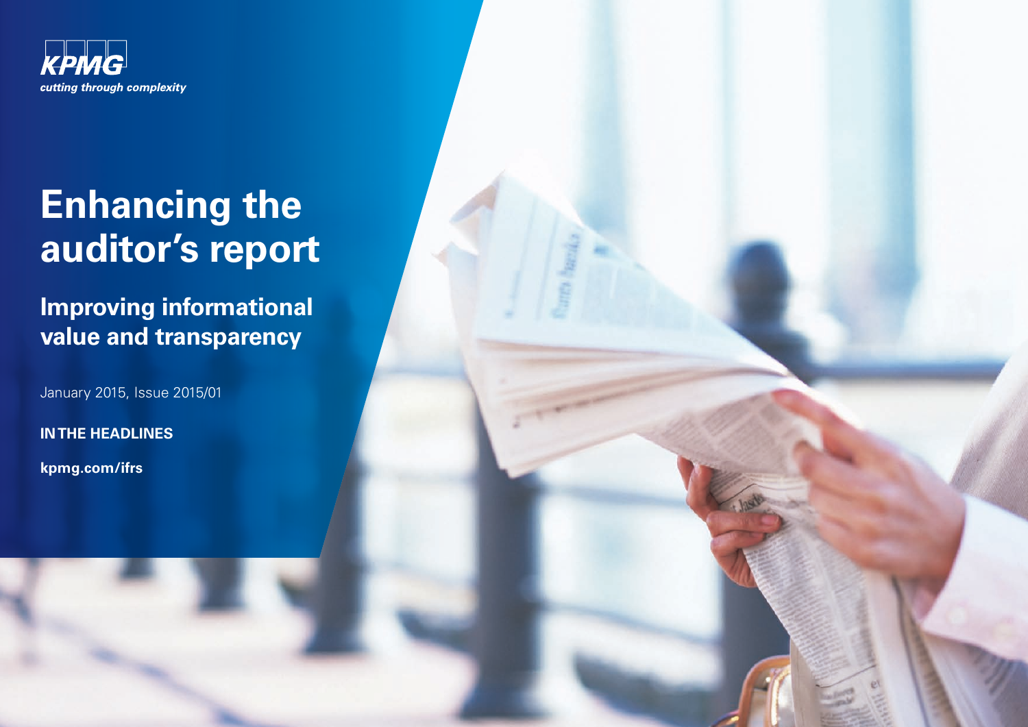KPMG

*cutting through complexity*

# Enhancing the auditor's report

## Improving informational value and transparency

January 2015, Issue 2015/01

**IN THE HEADLINES**

**kpmg.com/ifrs**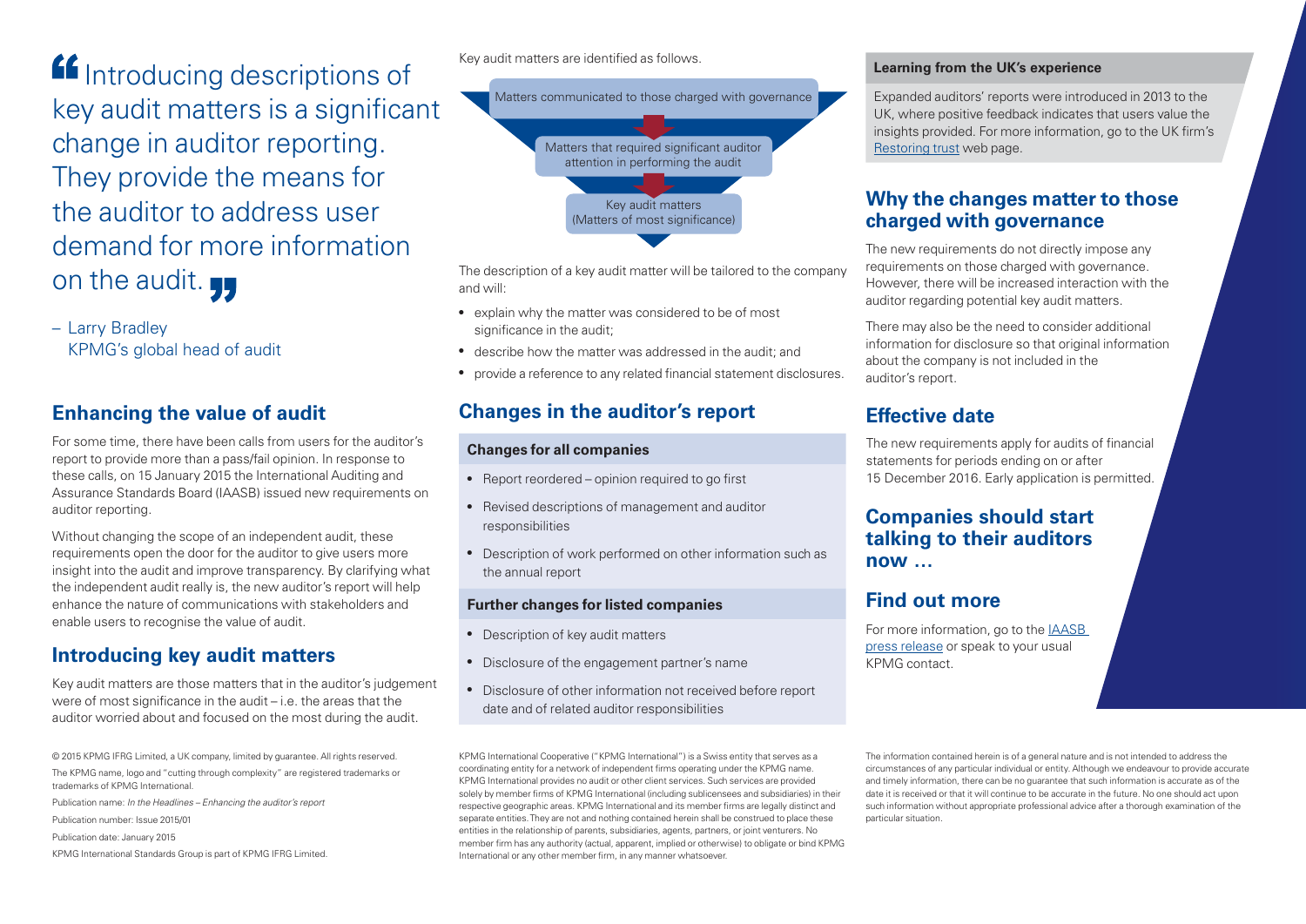> "Introducing descriptions of key audit matters is a significant change in auditor reporting. They provide the means for the auditor to address user demand for more information on the audit."

– Larry Bradley
KPMG's global head of audit

## Enhancing the value of audit

For some time, there have been calls from users for the auditor's report to provide more than a pass/fail opinion. In response to these calls, on 15 January 2015 the International Auditing and Assurance Standards Board (IAASB) issued new requirements on auditor reporting.

Without changing the scope of an independent audit, these requirements open the door for the auditor to give users more insight into the audit and improve transparency. By clarifying what the independent audit really is, the new auditor's report will help enhance the nature of communications with stakeholders and enable users to recognise the value of audit.

## Introducing key audit matters

Key audit matters are those matters that in the auditor's judgement were of most significance in the audit – i.e. the areas that the auditor worried about and focused on the most during the audit.

Key audit matters are identified as follows.

Matters communicated to those charged with governance

Matters that required significant auditor attention in performing the audit

Key audit matters (Matters of most significance)

The description of a key audit matter will be tailored to the company and will:

- explain why the matter was considered to be of most significance in the audit;
- describe how the matter was addressed in the audit; and
- provide a reference to any related financial statement disclosures.

## Changes in the auditor's report

### Changes for all companies

- Report reordered – opinion required to go first
- Revised descriptions of management and auditor responsibilities
- Description of work performed on other information such as the annual report

### Further changes for listed companies

- Description of key audit matters
- Disclosure of the engagement partner's name
- Disclosure of other information not received before report date and of related auditor responsibilities

### Learning from the UK's experience

Expanded auditors' reports were introduced in 2013 to the UK, where positive feedback indicates that users value the insights provided. For more information, go to the UK firm's Restoring trust web page.

## Why the changes matter to those charged with governance

The new requirements do not directly impose any requirements on those charged with governance. However, there will be increased interaction with the auditor regarding potential key audit matters.

There may also be the need to consider additional information for disclosure so that original information about the company is not included in the auditor's report.

## Effective date

The new requirements apply for audits of financial statements for periods ending on or after 15 December 2016. Early application is permitted.

## Companies should start talking to their auditors now …

## Find out more

For more information, go to the IAASB press release or speak to your usual KPMG contact.

© 2015 KPMG IFRG Limited, a UK company, limited by guarantee. All rights reserved.

The KPMG name, logo and "cutting through complexity" are registered trademarks or trademarks of KPMG International.

Publication name: *In the Headlines – Enhancing the auditor's report*

Publication number: Issue 2015/01

Publication date: January 2015

KPMG International Standards Group is part of KPMG IFRG Limited.

KPMG International Cooperative ("KPMG International") is a Swiss entity that serves as a coordinating entity for a network of independent firms operating under the KPMG name. KPMG International provides no audit or other client services. Such services are provided solely by member firms of KPMG International (including sublicensees and subsidiaries) in their respective geographic areas. KPMG International and its member firms are legally distinct and separate entities. They are not and nothing contained herein shall be construed to place these entities in the relationship of parents, subsidiaries, agents, partners, or joint venturers. No member firm has any authority (actual, apparent, implied or otherwise) to obligate or bind KPMG International or any other member firm, in any manner whatsoever.

The information contained herein is of a general nature and is not intended to address the circumstances of any particular individual or entity. Although we endeavour to provide accurate and timely information, there can be no guarantee that such information is accurate as of the date it is received or that it will continue to be accurate in the future. No one should act upon such information without appropriate professional advice after a thorough examination of the particular situation.